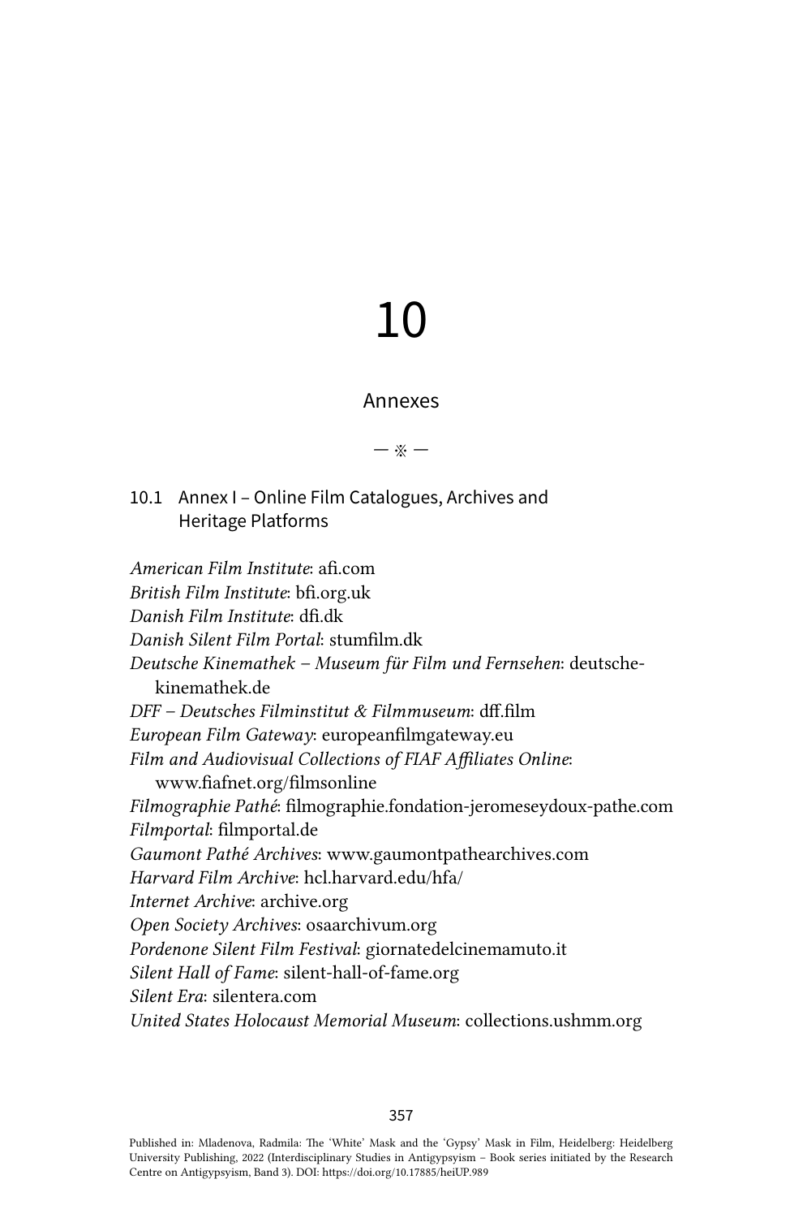# 10

## Annexes

— ※ —

### 10.1 Annex I – Online Film Catalogues, Archives and Heritage Platforms

*American Film Institute*: afi.com
*British Film Institute*: bfi.org.uk
*Danish Film Institute*: dfi.dk
*Danish Silent Film Portal*: stumfilm.dk
*Deutsche Kinemathek – Museum für Film und Fernsehen*: deutsche-kinemathek.de
*DFF – Deutsches Filminstitut & Filmmuseum*: dff.film
*European Film Gateway*: europeanfilmgateway.eu
*Film and Audiovisual Collections of FIAF Affiliates Online*: www.fiafnet.org/filmsonline
*Filmographie Pathé*: filmographie.fondation-jeromeseydoux-pathe.com
*Filmportal*: filmportal.de
*Gaumont Pathé Archives*: www.gaumontpathearchives.com
*Harvard Film Archive*: hcl.harvard.edu/hfa/
*Internet Archive*: archive.org
*Open Society Archives*: osaarchivum.org
*Pordenone Silent Film Festival*: giornatedelcinemamuto.it
*Silent Hall of Fame*: silent-hall-of-fame.org
*Silent Era*: silentera.com
*United States Holocaust Memorial Museum*: collections.ushmm.org

Published in: Mladenova, Radmila: The 'White' Mask and the 'Gypsy' Mask in Film, Heidelberg: Heidelberg University Publishing, 2022 (Interdisciplinary Studies in Antigypsyism – Book series initiated by the Research Centre on Antigypsyism, Band 3). DOI: https://doi.org/10.17885/heiUP.989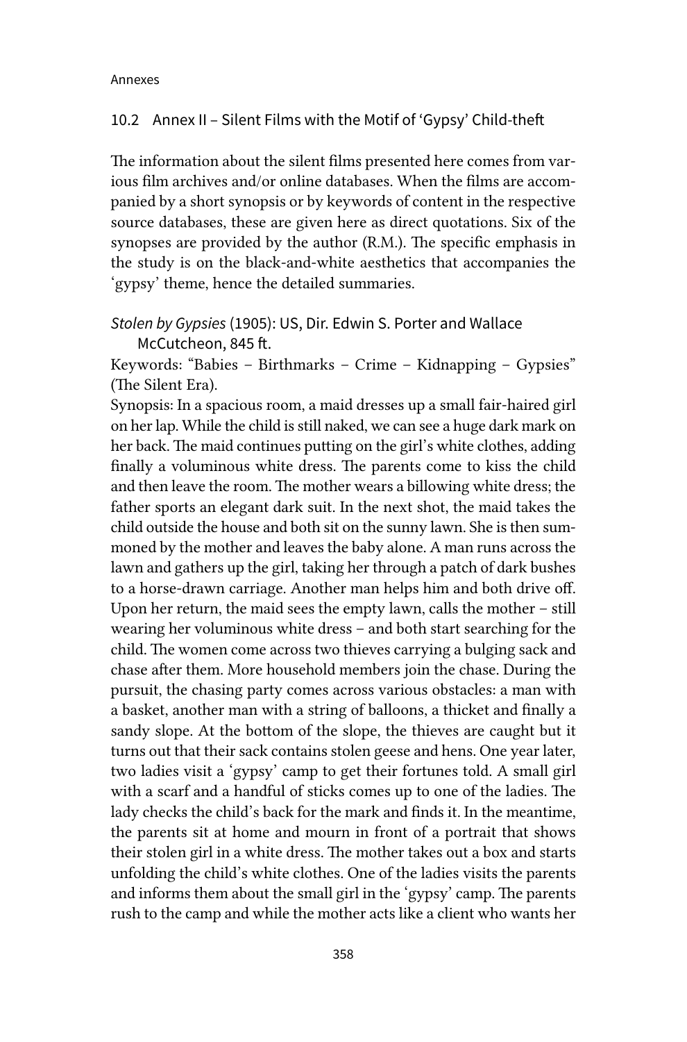## 10.2 Annex II – Silent Films with the Motif of 'Gypsy' Child-theft

The information about the silent films presented here comes from various film archives and/or online databases. When the films are accompanied by a short synopsis or by keywords of content in the respective source databases, these are given here as direct quotations. Six of the synopses are provided by the author (R.M.). The specific emphasis in the study is on the black-and-white aesthetics that accompanies the 'gypsy' theme, hence the detailed summaries.

*Stolen by Gypsies* (1905): US, Dir. Edwin S. Porter and Wallace McCutcheon, 845 ft.

Keywords: "Babies – Birthmarks – Crime – Kidnapping – Gypsies" (The Silent Era).

Synopsis: In a spacious room, a maid dresses up a small fair-haired girl on her lap. While the child is still naked, we can see a huge dark mark on her back. The maid continues putting on the girl's white clothes, adding finally a voluminous white dress. The parents come to kiss the child and then leave the room. The mother wears a billowing white dress; the father sports an elegant dark suit. In the next shot, the maid takes the child outside the house and both sit on the sunny lawn. She is then summoned by the mother and leaves the baby alone. A man runs across the lawn and gathers up the girl, taking her through a patch of dark bushes to a horse-drawn carriage. Another man helps him and both drive off. Upon her return, the maid sees the empty lawn, calls the mother – still wearing her voluminous white dress – and both start searching for the child. The women come across two thieves carrying a bulging sack and chase after them. More household members join the chase. During the pursuit, the chasing party comes across various obstacles: a man with a basket, another man with a string of balloons, a thicket and finally a sandy slope. At the bottom of the slope, the thieves are caught but it turns out that their sack contains stolen geese and hens. One year later, two ladies visit a 'gypsy' camp to get their fortunes told. A small girl with a scarf and a handful of sticks comes up to one of the ladies. The lady checks the child's back for the mark and finds it. In the meantime, the parents sit at home and mourn in front of a portrait that shows their stolen girl in a white dress. The mother takes out a box and starts unfolding the child's white clothes. One of the ladies visits the parents and informs them about the small girl in the 'gypsy' camp. The parents rush to the camp and while the mother acts like a client who wants her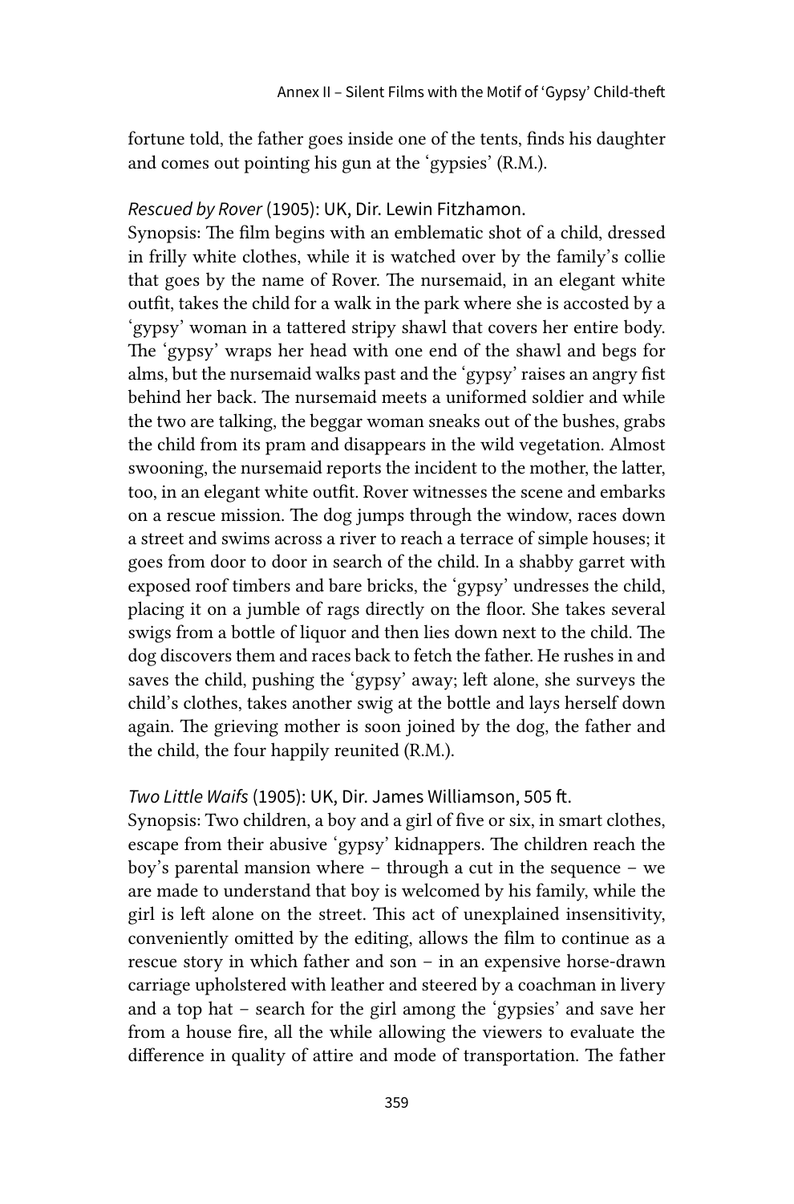fortune told, the father goes inside one of the tents, finds his daughter and comes out pointing his gun at the 'gypsies' (R.M.).

*Rescued by Rover* (1905): UK, Dir. Lewin Fitzhamon.

Synopsis: The film begins with an emblematic shot of a child, dressed in frilly white clothes, while it is watched over by the family's collie that goes by the name of Rover. The nursemaid, in an elegant white outfit, takes the child for a walk in the park where she is accosted by a 'gypsy' woman in a tattered stripy shawl that covers her entire body. The 'gypsy' wraps her head with one end of the shawl and begs for alms, but the nursemaid walks past and the 'gypsy' raises an angry fist behind her back. The nursemaid meets a uniformed soldier and while the two are talking, the beggar woman sneaks out of the bushes, grabs the child from its pram and disappears in the wild vegetation. Almost swooning, the nursemaid reports the incident to the mother, the latter, too, in an elegant white outfit. Rover witnesses the scene and embarks on a rescue mission. The dog jumps through the window, races down a street and swims across a river to reach a terrace of simple houses; it goes from door to door in search of the child. In a shabby garret with exposed roof timbers and bare bricks, the 'gypsy' undresses the child, placing it on a jumble of rags directly on the floor. She takes several swigs from a bottle of liquor and then lies down next to the child. The dog discovers them and races back to fetch the father. He rushes in and saves the child, pushing the 'gypsy' away; left alone, she surveys the child's clothes, takes another swig at the bottle and lays herself down again. The grieving mother is soon joined by the dog, the father and the child, the four happily reunited (R.M.).

*Two Little Waifs* (1905): UK, Dir. James Williamson, 505 ft.

Synopsis: Two children, a boy and a girl of five or six, in smart clothes, escape from their abusive 'gypsy' kidnappers. The children reach the boy's parental mansion where – through a cut in the sequence – we are made to understand that boy is welcomed by his family, while the girl is left alone on the street. This act of unexplained insensitivity, conveniently omitted by the editing, allows the film to continue as a rescue story in which father and son – in an expensive horse-drawn carriage upholstered with leather and steered by a coachman in livery and a top hat – search for the girl among the 'gypsies' and save her from a house fire, all the while allowing the viewers to evaluate the difference in quality of attire and mode of transportation. The father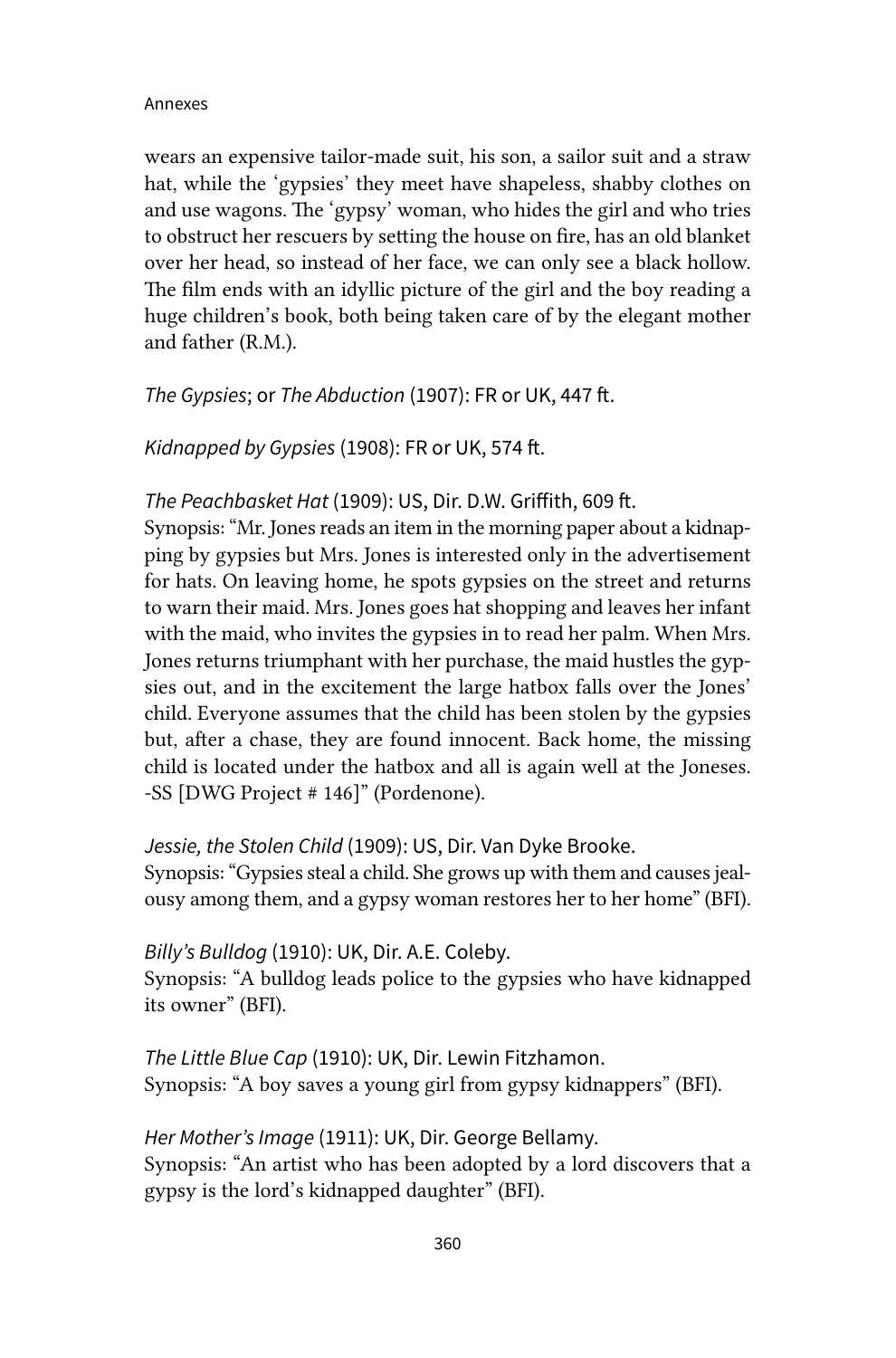wears an expensive tailor-made suit, his son, a sailor suit and a straw hat, while the 'gypsies' they meet have shapeless, shabby clothes on and use wagons. The 'gypsy' woman, who hides the girl and who tries to obstruct her rescuers by setting the house on fire, has an old blanket over her head, so instead of her face, we can only see a black hollow. The film ends with an idyllic picture of the girl and the boy reading a huge children's book, both being taken care of by the elegant mother and father (R.M.).

*The Gypsies*; or *The Abduction* (1907): FR or UK, 447 ft.

*Kidnapped by Gypsies* (1908): FR or UK, 574 ft.

*The Peachbasket Hat* (1909): US, Dir. D.W. Griffith, 609 ft.
Synopsis: "Mr. Jones reads an item in the morning paper about a kidnapping by gypsies but Mrs. Jones is interested only in the advertisement for hats. On leaving home, he spots gypsies on the street and returns to warn their maid. Mrs. Jones goes hat shopping and leaves her infant with the maid, who invites the gypsies in to read her palm. When Mrs. Jones returns triumphant with her purchase, the maid hustles the gypsies out, and in the excitement the large hatbox falls over the Jones' child. Everyone assumes that the child has been stolen by the gypsies but, after a chase, they are found innocent. Back home, the missing child is located under the hatbox and all is again well at the Joneses. -SS [DWG Project # 146]" (Pordenone).

*Jessie, the Stolen Child* (1909): US, Dir. Van Dyke Brooke.
Synopsis: "Gypsies steal a child. She grows up with them and causes jealousy among them, and a gypsy woman restores her to her home" (BFI).

*Billy's Bulldog* (1910): UK, Dir. A.E. Coleby.
Synopsis: "A bulldog leads police to the gypsies who have kidnapped its owner" (BFI).

*The Little Blue Cap* (1910): UK, Dir. Lewin Fitzhamon.
Synopsis: "A boy saves a young girl from gypsy kidnappers" (BFI).

*Her Mother's Image* (1911): UK, Dir. George Bellamy.
Synopsis: "An artist who has been adopted by a lord discovers that a gypsy is the lord's kidnapped daughter" (BFI).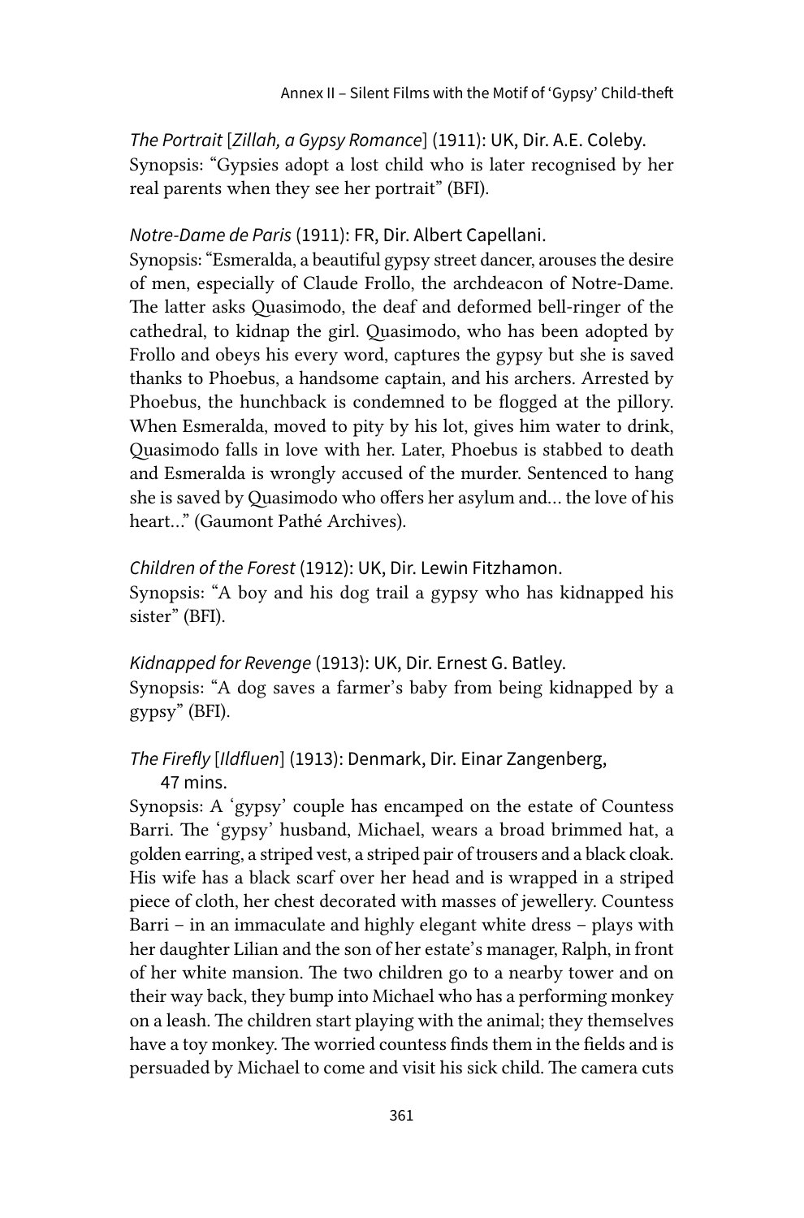*The Portrait* [*Zillah, a Gypsy Romance*] (1911): UK, Dir. A.E. Coleby.
Synopsis: "Gypsies adopt a lost child who is later recognised by her real parents when they see her portrait" (BFI).

*Notre-Dame de Paris* (1911): FR, Dir. Albert Capellani.
Synopsis: "Esmeralda, a beautiful gypsy street dancer, arouses the desire of men, especially of Claude Frollo, the archdeacon of Notre-Dame. The latter asks Quasimodo, the deaf and deformed bell-ringer of the cathedral, to kidnap the girl. Quasimodo, who has been adopted by Frollo and obeys his every word, captures the gypsy but she is saved thanks to Phoebus, a handsome captain, and his archers. Arrested by Phoebus, the hunchback is condemned to be flogged at the pillory. When Esmeralda, moved to pity by his lot, gives him water to drink, Quasimodo falls in love with her. Later, Phoebus is stabbed to death and Esmeralda is wrongly accused of the murder. Sentenced to hang she is saved by Quasimodo who offers her asylum and… the love of his heart…" (Gaumont Pathé Archives).

*Children of the Forest* (1912): UK, Dir. Lewin Fitzhamon.
Synopsis: "A boy and his dog trail a gypsy who has kidnapped his sister" (BFI).

*Kidnapped for Revenge* (1913): UK, Dir. Ernest G. Batley.
Synopsis: "A dog saves a farmer's baby from being kidnapped by a gypsy" (BFI).

*The Firefly* [*Ildfluen*] (1913): Denmark, Dir. Einar Zangenberg, 47 mins.
Synopsis: A 'gypsy' couple has encamped on the estate of Countess Barri. The 'gypsy' husband, Michael, wears a broad brimmed hat, a golden earring, a striped vest, a striped pair of trousers and a black cloak. His wife has a black scarf over her head and is wrapped in a striped piece of cloth, her chest decorated with masses of jewellery. Countess Barri – in an immaculate and highly elegant white dress – plays with her daughter Lilian and the son of her estate's manager, Ralph, in front of her white mansion. The two children go to a nearby tower and on their way back, they bump into Michael who has a performing monkey on a leash. The children start playing with the animal; they themselves have a toy monkey. The worried countess finds them in the fields and is persuaded by Michael to come and visit his sick child. The camera cuts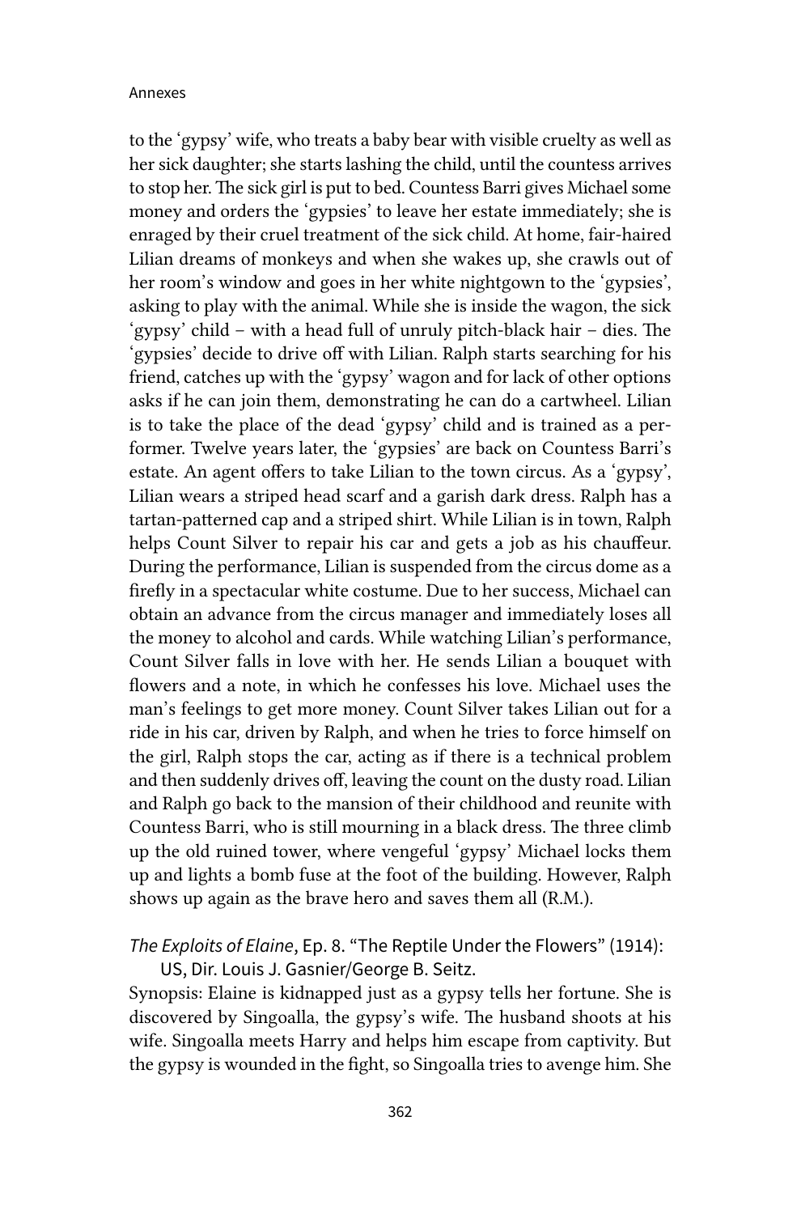to the 'gypsy' wife, who treats a baby bear with visible cruelty as well as her sick daughter; she starts lashing the child, until the countess arrives to stop her. The sick girl is put to bed. Countess Barri gives Michael some money and orders the 'gypsies' to leave her estate immediately; she is enraged by their cruel treatment of the sick child. At home, fair-haired Lilian dreams of monkeys and when she wakes up, she crawls out of her room's window and goes in her white nightgown to the 'gypsies', asking to play with the animal. While she is inside the wagon, the sick 'gypsy' child – with a head full of unruly pitch-black hair – dies. The 'gypsies' decide to drive off with Lilian. Ralph starts searching for his friend, catches up with the 'gypsy' wagon and for lack of other options asks if he can join them, demonstrating he can do a cartwheel. Lilian is to take the place of the dead 'gypsy' child and is trained as a performer. Twelve years later, the 'gypsies' are back on Countess Barri's estate. An agent offers to take Lilian to the town circus. As a 'gypsy', Lilian wears a striped head scarf and a garish dark dress. Ralph has a tartan-patterned cap and a striped shirt. While Lilian is in town, Ralph helps Count Silver to repair his car and gets a job as his chauffeur. During the performance, Lilian is suspended from the circus dome as a firefly in a spectacular white costume. Due to her success, Michael can obtain an advance from the circus manager and immediately loses all the money to alcohol and cards. While watching Lilian's performance, Count Silver falls in love with her. He sends Lilian a bouquet with flowers and a note, in which he confesses his love. Michael uses the man's feelings to get more money. Count Silver takes Lilian out for a ride in his car, driven by Ralph, and when he tries to force himself on the girl, Ralph stops the car, acting as if there is a technical problem and then suddenly drives off, leaving the count on the dusty road. Lilian and Ralph go back to the mansion of their childhood and reunite with Countess Barri, who is still mourning in a black dress. The three climb up the old ruined tower, where vengeful 'gypsy' Michael locks them up and lights a bomb fuse at the foot of the building. However, Ralph shows up again as the brave hero and saves them all (R.M.).

*The Exploits of Elaine*, Ep. 8. "The Reptile Under the Flowers" (1914): US, Dir. Louis J. Gasnier/George B. Seitz.

Synopsis: Elaine is kidnapped just as a gypsy tells her fortune. She is discovered by Singoalla, the gypsy's wife. The husband shoots at his wife. Singoalla meets Harry and helps him escape from captivity. But the gypsy is wounded in the fight, so Singoalla tries to avenge him. She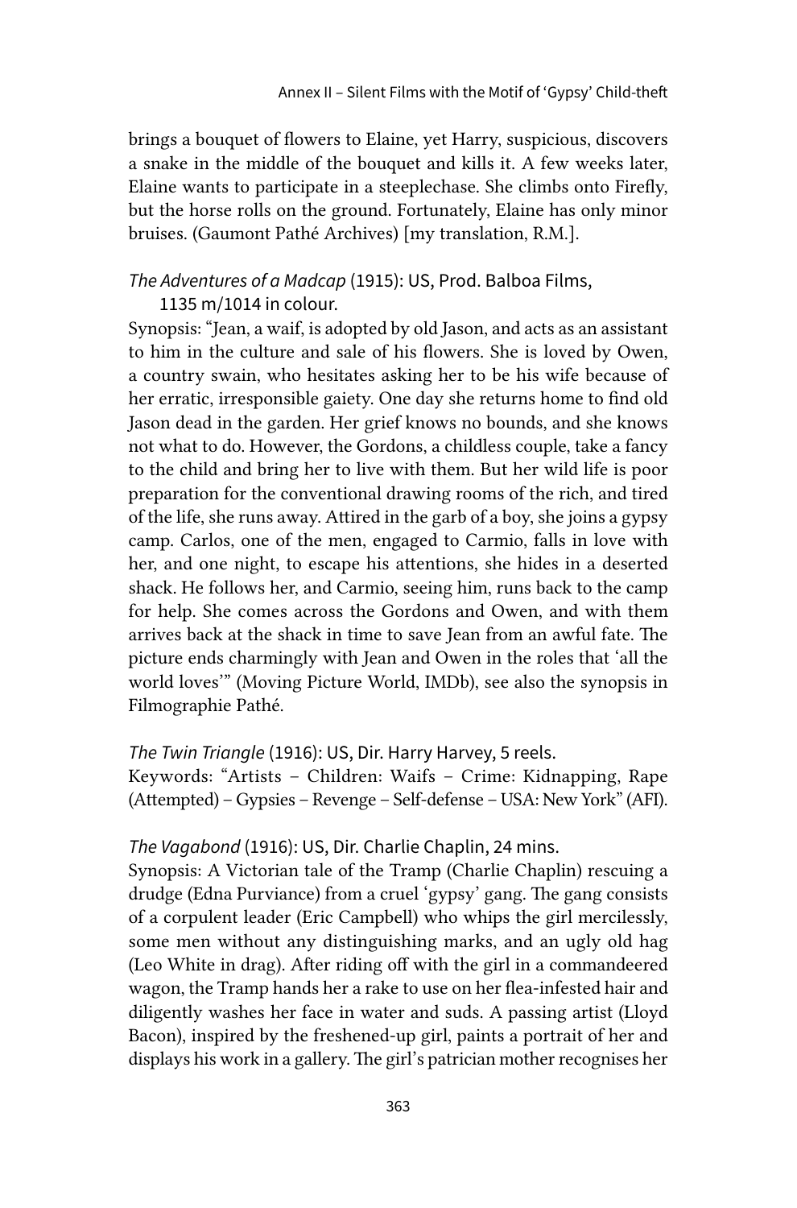brings a bouquet of flowers to Elaine, yet Harry, suspicious, discovers a snake in the middle of the bouquet and kills it. A few weeks later, Elaine wants to participate in a steeplechase. She climbs onto Firefly, but the horse rolls on the ground. Fortunately, Elaine has only minor bruises. (Gaumont Pathé Archives) [my translation, R.M.].

*The Adventures of a Madcap* (1915): US, Prod. Balboa Films, 1135 m/1014 in colour.

Synopsis: "Jean, a waif, is adopted by old Jason, and acts as an assistant to him in the culture and sale of his flowers. She is loved by Owen, a country swain, who hesitates asking her to be his wife because of her erratic, irresponsible gaiety. One day she returns home to find old Jason dead in the garden. Her grief knows no bounds, and she knows not what to do. However, the Gordons, a childless couple, take a fancy to the child and bring her to live with them. But her wild life is poor preparation for the conventional drawing rooms of the rich, and tired of the life, she runs away. Attired in the garb of a boy, she joins a gypsy camp. Carlos, one of the men, engaged to Carmio, falls in love with her, and one night, to escape his attentions, she hides in a deserted shack. He follows her, and Carmio, seeing him, runs back to the camp for help. She comes across the Gordons and Owen, and with them arrives back at the shack in time to save Jean from an awful fate. The picture ends charmingly with Jean and Owen in the roles that 'all the world loves'" (Moving Picture World, IMDb), see also the synopsis in Filmographie Pathé.

*The Twin Triangle* (1916): US, Dir. Harry Harvey, 5 reels.

Keywords: "Artists – Children: Waifs – Crime: Kidnapping, Rape (Attempted) – Gypsies – Revenge – Self-defense – USA: New York" (AFI).

*The Vagabond* (1916): US, Dir. Charlie Chaplin, 24 mins.

Synopsis: A Victorian tale of the Tramp (Charlie Chaplin) rescuing a drudge (Edna Purviance) from a cruel 'gypsy' gang. The gang consists of a corpulent leader (Eric Campbell) who whips the girl mercilessly, some men without any distinguishing marks, and an ugly old hag (Leo White in drag). After riding off with the girl in a commandeered wagon, the Tramp hands her a rake to use on her flea-infested hair and diligently washes her face in water and suds. A passing artist (Lloyd Bacon), inspired by the freshened-up girl, paints a portrait of her and displays his work in a gallery. The girl's patrician mother recognises her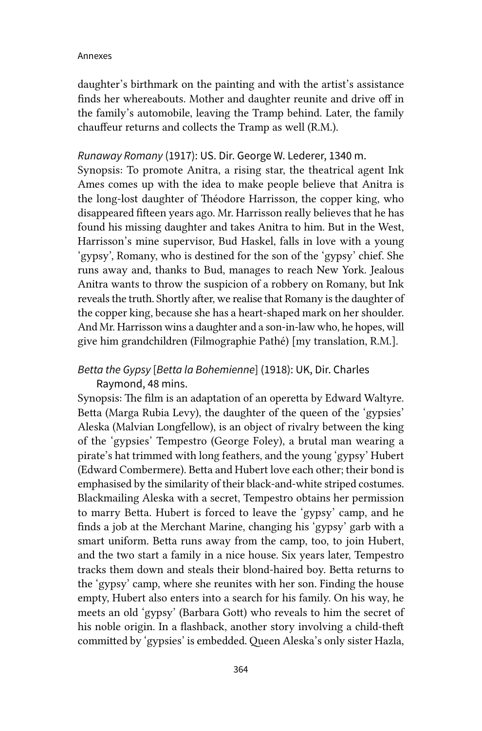daughter's birthmark on the painting and with the artist's assistance finds her whereabouts. Mother and daughter reunite and drive off in the family's automobile, leaving the Tramp behind. Later, the family chauffeur returns and collects the Tramp as well (R.M.).

*Runaway Romany* (1917): US. Dir. George W. Lederer, 1340 m.
Synopsis: To promote Anitra, a rising star, the theatrical agent Ink Ames comes up with the idea to make people believe that Anitra is the long-lost daughter of Théodore Harrisson, the copper king, who disappeared fifteen years ago. Mr. Harrisson really believes that he has found his missing daughter and takes Anitra to him. But in the West, Harrisson's mine supervisor, Bud Haskel, falls in love with a young 'gypsy', Romany, who is destined for the son of the 'gypsy' chief. She runs away and, thanks to Bud, manages to reach New York. Jealous Anitra wants to throw the suspicion of a robbery on Romany, but Ink reveals the truth. Shortly after, we realise that Romany is the daughter of the copper king, because she has a heart-shaped mark on her shoulder. And Mr. Harrisson wins a daughter and a son-in-law who, he hopes, will give him grandchildren (Filmographie Pathé) [my translation, R.M.].

*Betta the Gypsy* [*Betta la Bohemienne*] (1918): UK, Dir. Charles Raymond, 48 mins.
Synopsis: The film is an adaptation of an operetta by Edward Waltyre. Betta (Marga Rubia Levy), the daughter of the queen of the 'gypsies' Aleska (Malvian Longfellow), is an object of rivalry between the king of the 'gypsies' Tempestro (George Foley), a brutal man wearing a pirate's hat trimmed with long feathers, and the young 'gypsy' Hubert (Edward Combermere). Betta and Hubert love each other; their bond is emphasised by the similarity of their black-and-white striped costumes. Blackmailing Aleska with a secret, Tempestro obtains her permission to marry Betta. Hubert is forced to leave the 'gypsy' camp, and he finds a job at the Merchant Marine, changing his 'gypsy' garb with a smart uniform. Betta runs away from the camp, too, to join Hubert, and the two start a family in a nice house. Six years later, Tempestro tracks them down and steals their blond-haired boy. Betta returns to the 'gypsy' camp, where she reunites with her son. Finding the house empty, Hubert also enters into a search for his family. On his way, he meets an old 'gypsy' (Barbara Gott) who reveals to him the secret of his noble origin. In a flashback, another story involving a child-theft committed by 'gypsies' is embedded. Queen Aleska's only sister Hazla,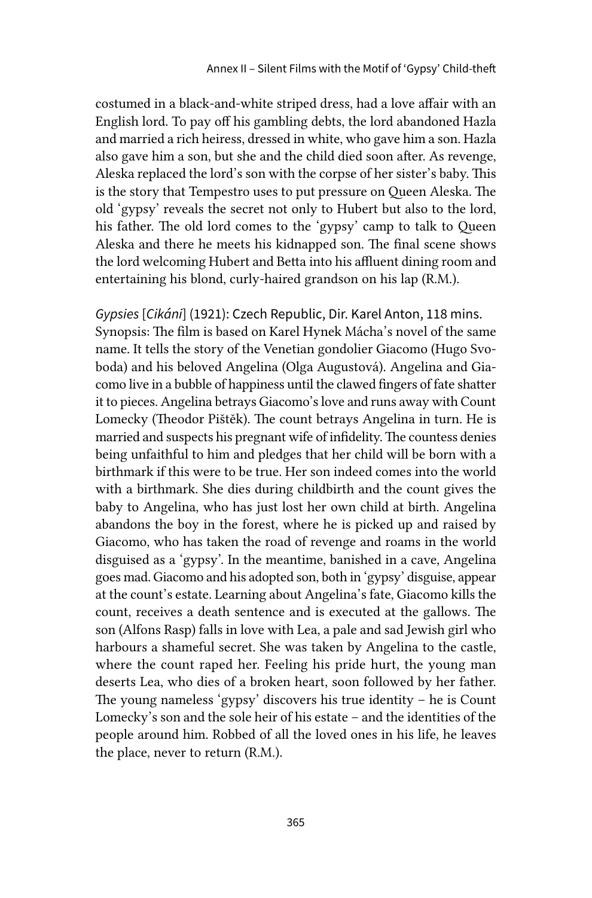costumed in a black-and-white striped dress, had a love affair with an English lord. To pay off his gambling debts, the lord abandoned Hazla and married a rich heiress, dressed in white, who gave him a son. Hazla also gave him a son, but she and the child died soon after. As revenge, Aleska replaced the lord's son with the corpse of her sister's baby. This is the story that Tempestro uses to put pressure on Queen Aleska. The old 'gypsy' reveals the secret not only to Hubert but also to the lord, his father. The old lord comes to the 'gypsy' camp to talk to Queen Aleska and there he meets his kidnapped son. The final scene shows the lord welcoming Hubert and Betta into his affluent dining room and entertaining his blond, curly-haired grandson on his lap (R.M.).

*Gypsies* [*Cikáni*] (1921): Czech Republic, Dir. Karel Anton, 118 mins.
Synopsis: The film is based on Karel Hynek Mácha's novel of the same name. It tells the story of the Venetian gondolier Giacomo (Hugo Svoboda) and his beloved Angelina (Olga Augustová). Angelina and Giacomo live in a bubble of happiness until the clawed fingers of fate shatter it to pieces. Angelina betrays Giacomo's love and runs away with Count Lomecky (Theodor Pištěk). The count betrays Angelina in turn. He is married and suspects his pregnant wife of infidelity. The countess denies being unfaithful to him and pledges that her child will be born with a birthmark if this were to be true. Her son indeed comes into the world with a birthmark. She dies during childbirth and the count gives the baby to Angelina, who has just lost her own child at birth. Angelina abandons the boy in the forest, where he is picked up and raised by Giacomo, who has taken the road of revenge and roams in the world disguised as a 'gypsy'. In the meantime, banished in a cave, Angelina goes mad. Giacomo and his adopted son, both in 'gypsy' disguise, appear at the count's estate. Learning about Angelina's fate, Giacomo kills the count, receives a death sentence and is executed at the gallows. The son (Alfons Rasp) falls in love with Lea, a pale and sad Jewish girl who harbours a shameful secret. She was taken by Angelina to the castle, where the count raped her. Feeling his pride hurt, the young man deserts Lea, who dies of a broken heart, soon followed by her father. The young nameless 'gypsy' discovers his true identity – he is Count Lomecky's son and the sole heir of his estate – and the identities of the people around him. Robbed of all the loved ones in his life, he leaves the place, never to return (R.M.).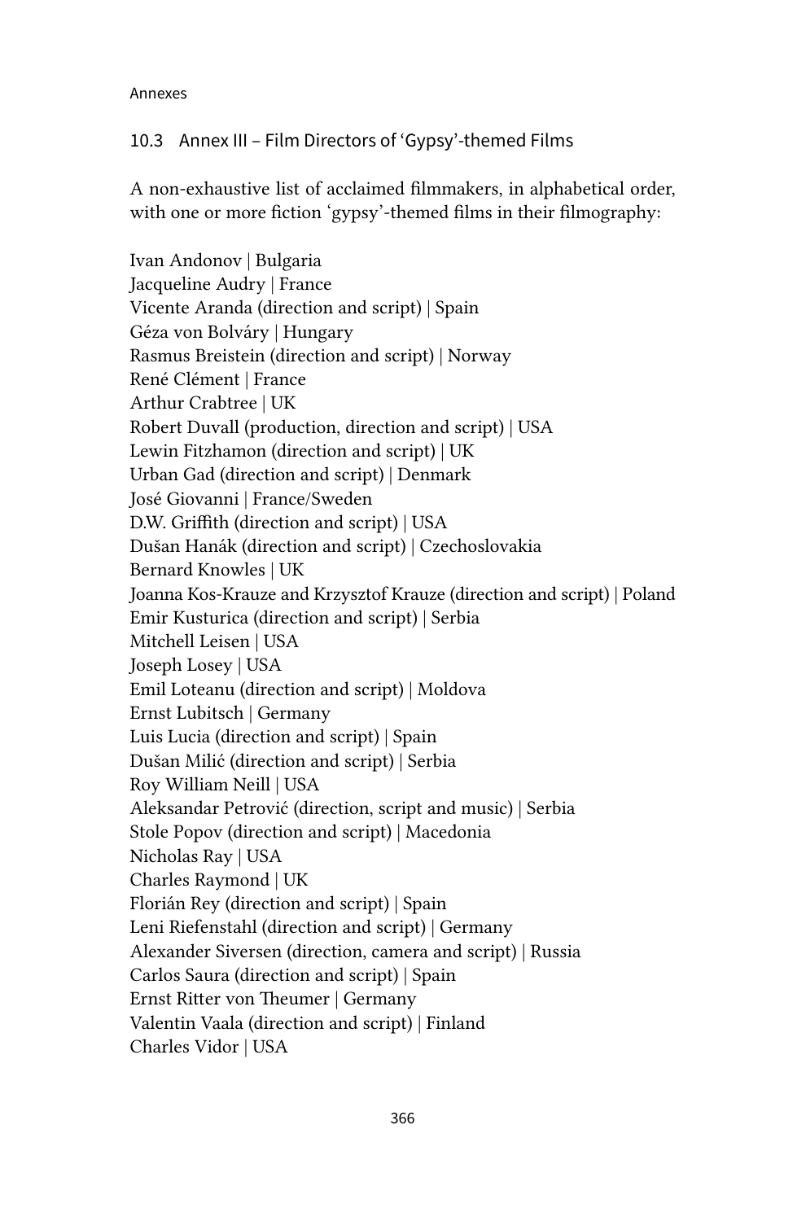## 10.3 Annex III – Film Directors of 'Gypsy'-themed Films

A non-exhaustive list of acclaimed filmmakers, in alphabetical order, with one or more fiction 'gypsy'-themed films in their filmography:

Ivan Andonov | Bulgaria
Jacqueline Audry | France
Vicente Aranda (direction and script) | Spain
Géza von Bolváry | Hungary
Rasmus Breistein (direction and script) | Norway
René Clément | France
Arthur Crabtree | UK
Robert Duvall (production, direction and script) | USA
Lewin Fitzhamon (direction and script) | UK
Urban Gad (direction and script) | Denmark
José Giovanni | France/Sweden
D.W. Griffith (direction and script) | USA
Dušan Hanák (direction and script) | Czechoslovakia
Bernard Knowles | UK
Joanna Kos-Krauze and Krzysztof Krauze (direction and script) | Poland
Emir Kusturica (direction and script) | Serbia
Mitchell Leisen | USA
Joseph Losey | USA
Emil Loteanu (direction and script) | Moldova
Ernst Lubitsch | Germany
Luis Lucia (direction and script) | Spain
Dušan Milić (direction and script) | Serbia
Roy William Neill | USA
Aleksandar Petrović (direction, script and music) | Serbia
Stole Popov (direction and script) | Macedonia
Nicholas Ray | USA
Charles Raymond | UK
Florián Rey (direction and script) | Spain
Leni Riefenstahl (direction and script) | Germany
Alexander Siversen (direction, camera and script) | Russia
Carlos Saura (direction and script) | Spain
Ernst Ritter von Theumer | Germany
Valentin Vaala (direction and script) | Finland
Charles Vidor | USA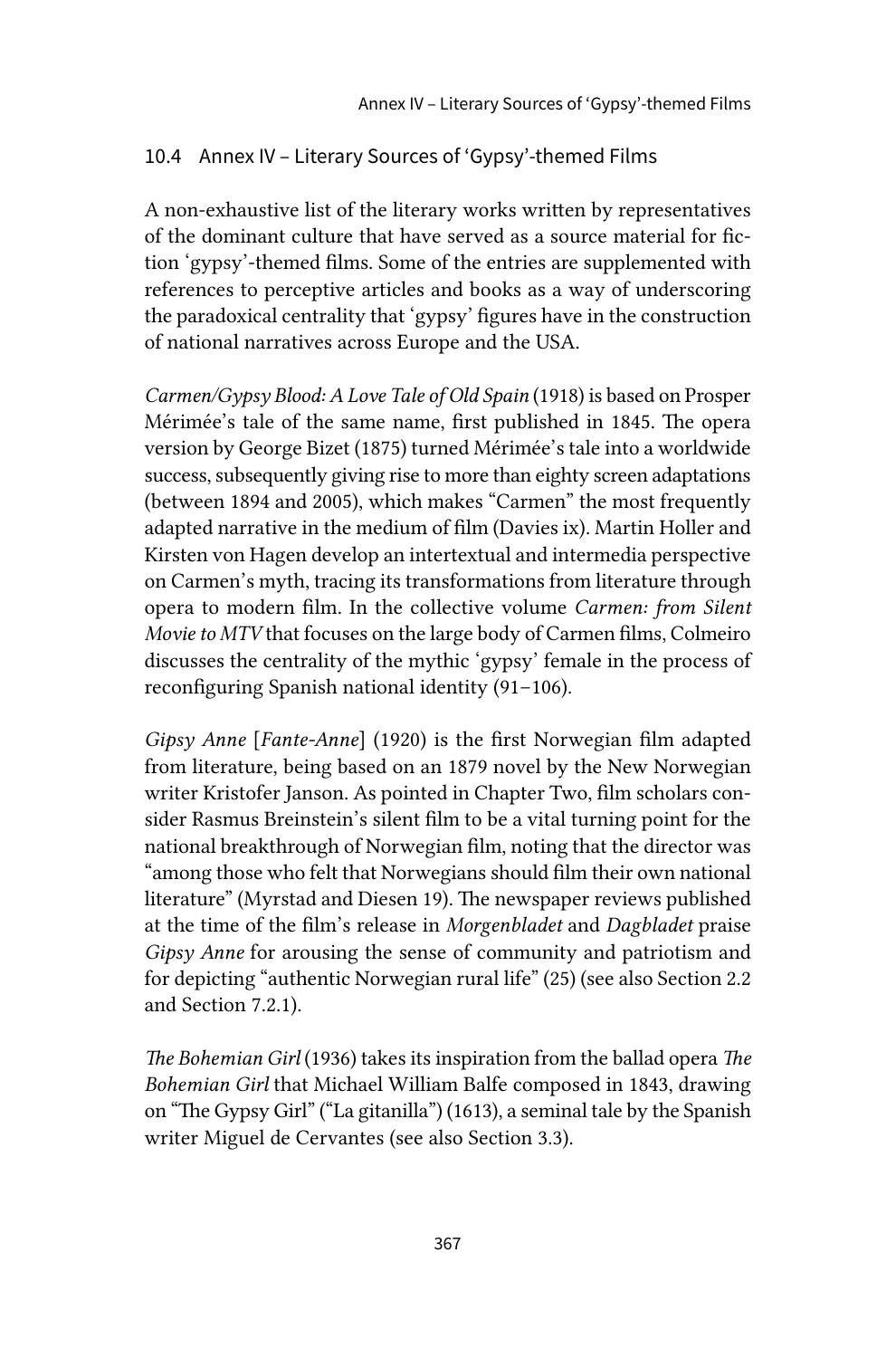## 10.4 Annex IV – Literary Sources of 'Gypsy'-themed Films

A non-exhaustive list of the literary works written by representatives of the dominant culture that have served as a source material for fiction 'gypsy'-themed films. Some of the entries are supplemented with references to perceptive articles and books as a way of underscoring the paradoxical centrality that 'gypsy' figures have in the construction of national narratives across Europe and the USA.

*Carmen/Gypsy Blood: A Love Tale of Old Spain* (1918) is based on Prosper Mérimée's tale of the same name, first published in 1845. The opera version by George Bizet (1875) turned Mérimée's tale into a worldwide success, subsequently giving rise to more than eighty screen adaptations (between 1894 and 2005), which makes "Carmen" the most frequently adapted narrative in the medium of film (Davies ix). Martin Holler and Kirsten von Hagen develop an intertextual and intermedia perspective on Carmen's myth, tracing its transformations from literature through opera to modern film. In the collective volume *Carmen: from Silent Movie to MTV* that focuses on the large body of Carmen films, Colmeiro discusses the centrality of the mythic 'gypsy' female in the process of reconfiguring Spanish national identity (91–106).

*Gipsy Anne* [*Fante-Anne*] (1920) is the first Norwegian film adapted from literature, being based on an 1879 novel by the New Norwegian writer Kristofer Janson. As pointed in Chapter Two, film scholars consider Rasmus Breinstein's silent film to be a vital turning point for the national breakthrough of Norwegian film, noting that the director was "among those who felt that Norwegians should film their own national literature" (Myrstad and Diesen 19). The newspaper reviews published at the time of the film's release in *Morgenbladet* and *Dagbladet* praise *Gipsy Anne* for arousing the sense of community and patriotism and for depicting "authentic Norwegian rural life" (25) (see also Section 2.2 and Section 7.2.1).

*The Bohemian Girl* (1936) takes its inspiration from the ballad opera *The Bohemian Girl* that Michael William Balfe composed in 1843, drawing on "The Gypsy Girl" ("La gitanilla") (1613), a seminal tale by the Spanish writer Miguel de Cervantes (see also Section 3.3).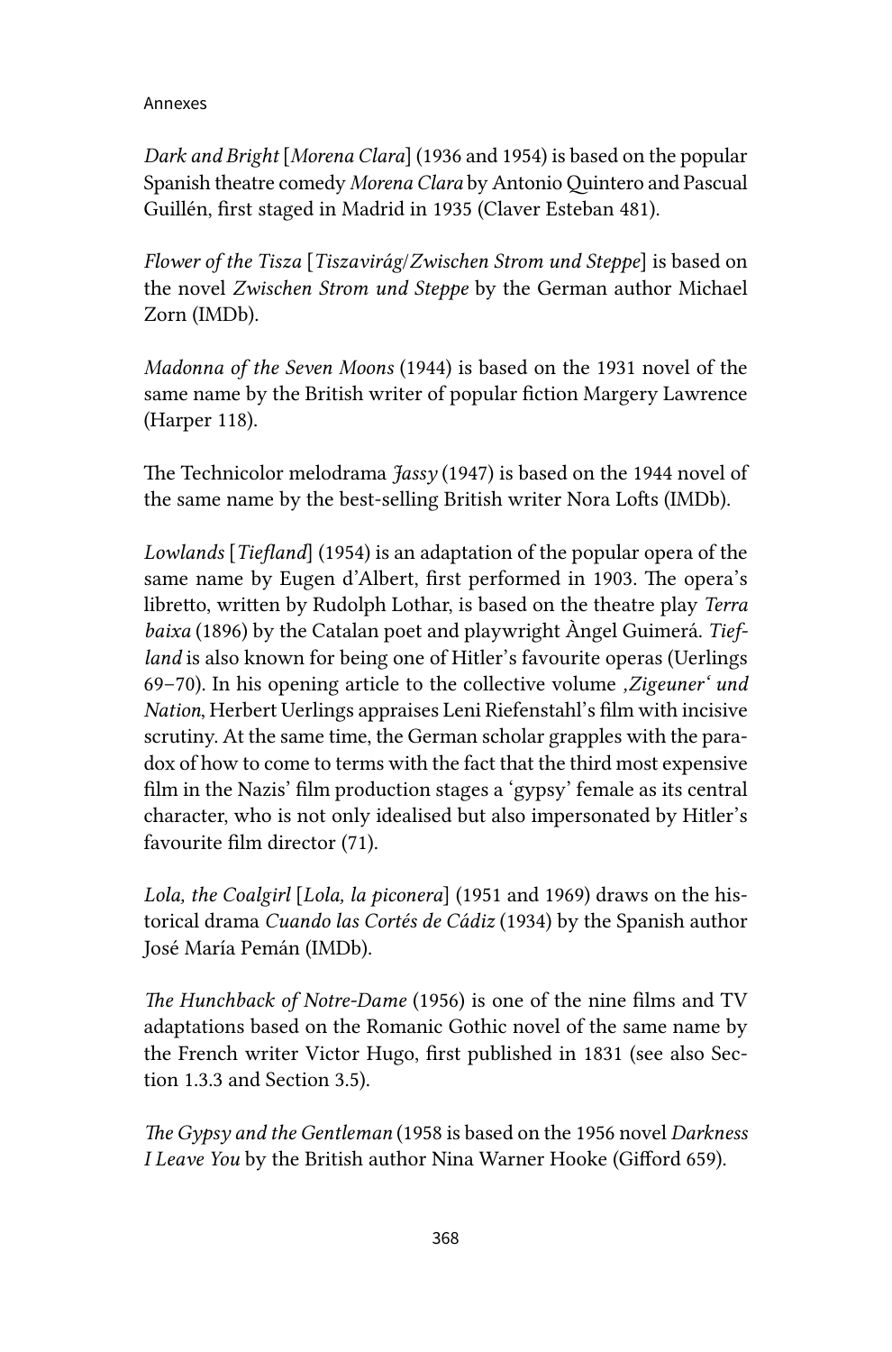*Dark and Bright* [*Morena Clara*] (1936 and 1954) is based on the popular Spanish theatre comedy *Morena Clara* by Antonio Quintero and Pascual Guillén, first staged in Madrid in 1935 (Claver Esteban 481).

*Flower of the Tisza* [*Tiszavirág*/*Zwischen Strom und Steppe*] is based on the novel *Zwischen Strom und Steppe* by the German author Michael Zorn (IMDb).

*Madonna of the Seven Moons* (1944) is based on the 1931 novel of the same name by the British writer of popular fiction Margery Lawrence (Harper 118).

The Technicolor melodrama *Jassy* (1947) is based on the 1944 novel of the same name by the best-selling British writer Nora Lofts (IMDb).

*Lowlands* [*Tiefland*] (1954) is an adaptation of the popular opera of the same name by Eugen d'Albert, first performed in 1903. The opera's libretto, written by Rudolph Lothar, is based on the theatre play *Terra baixa* (1896) by the Catalan poet and playwright Àngel Guimerá. *Tiefland* is also known for being one of Hitler's favourite operas (Uerlings 69–70). In his opening article to the collective volume *‚Zigeuner' und Nation*, Herbert Uerlings appraises Leni Riefenstahl's film with incisive scrutiny. At the same time, the German scholar grapples with the paradox of how to come to terms with the fact that the third most expensive film in the Nazis' film production stages a 'gypsy' female as its central character, who is not only idealised but also impersonated by Hitler's favourite film director (71).

*Lola, the Coalgirl* [*Lola, la piconera*] (1951 and 1969) draws on the historical drama *Cuando las Cortés de Cádiz* (1934) by the Spanish author José María Pemán (IMDb).

*The Hunchback of Notre-Dame* (1956) is one of the nine films and TV adaptations based on the Romanic Gothic novel of the same name by the French writer Victor Hugo, first published in 1831 (see also Section 1.3.3 and Section 3.5).

*The Gypsy and the Gentleman* (1958 is based on the 1956 novel *Darkness I Leave You* by the British author Nina Warner Hooke (Gifford 659).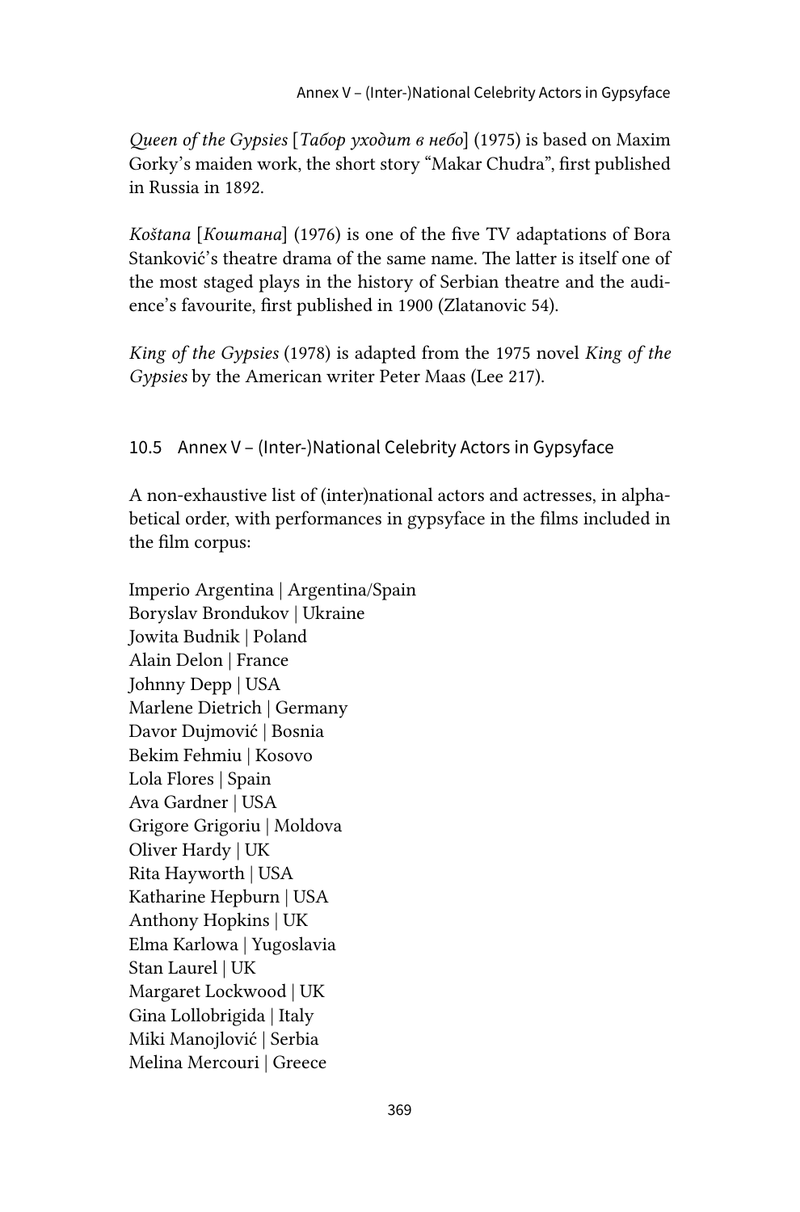*Queen of the Gypsies* [*Табор уходит в небо*] (1975) is based on Maxim Gorky's maiden work, the short story "Makar Chudra", first published in Russia in 1892.

*Koštana* [*Коштана*] (1976) is one of the five TV adaptations of Bora Stanković's theatre drama of the same name. The latter is itself one of the most staged plays in the history of Serbian theatre and the audience's favourite, first published in 1900 (Zlatanovic 54).

*King of the Gypsies* (1978) is adapted from the 1975 novel *King of the Gypsies* by the American writer Peter Maas (Lee 217).

## 10.5 Annex V – (Inter-)National Celebrity Actors in Gypsyface

A non-exhaustive list of (inter)national actors and actresses, in alphabetical order, with performances in gypsyface in the films included in the film corpus:

Imperio Argentina | Argentina/Spain
Boryslav Brondukov | Ukraine
Jowita Budnik | Poland
Alain Delon | France
Johnny Depp | USA
Marlene Dietrich | Germany
Davor Dujmović | Bosnia
Bekim Fehmiu | Kosovo
Lola Flores | Spain
Ava Gardner | USA
Grigore Grigoriu | Moldova
Oliver Hardy | UK
Rita Hayworth | USA
Katharine Hepburn | USA
Anthony Hopkins | UK
Elma Karlowa | Yugoslavia
Stan Laurel | UK
Margaret Lockwood | UK
Gina Lollobrigida | Italy
Miki Manojlović | Serbia
Melina Mercouri | Greece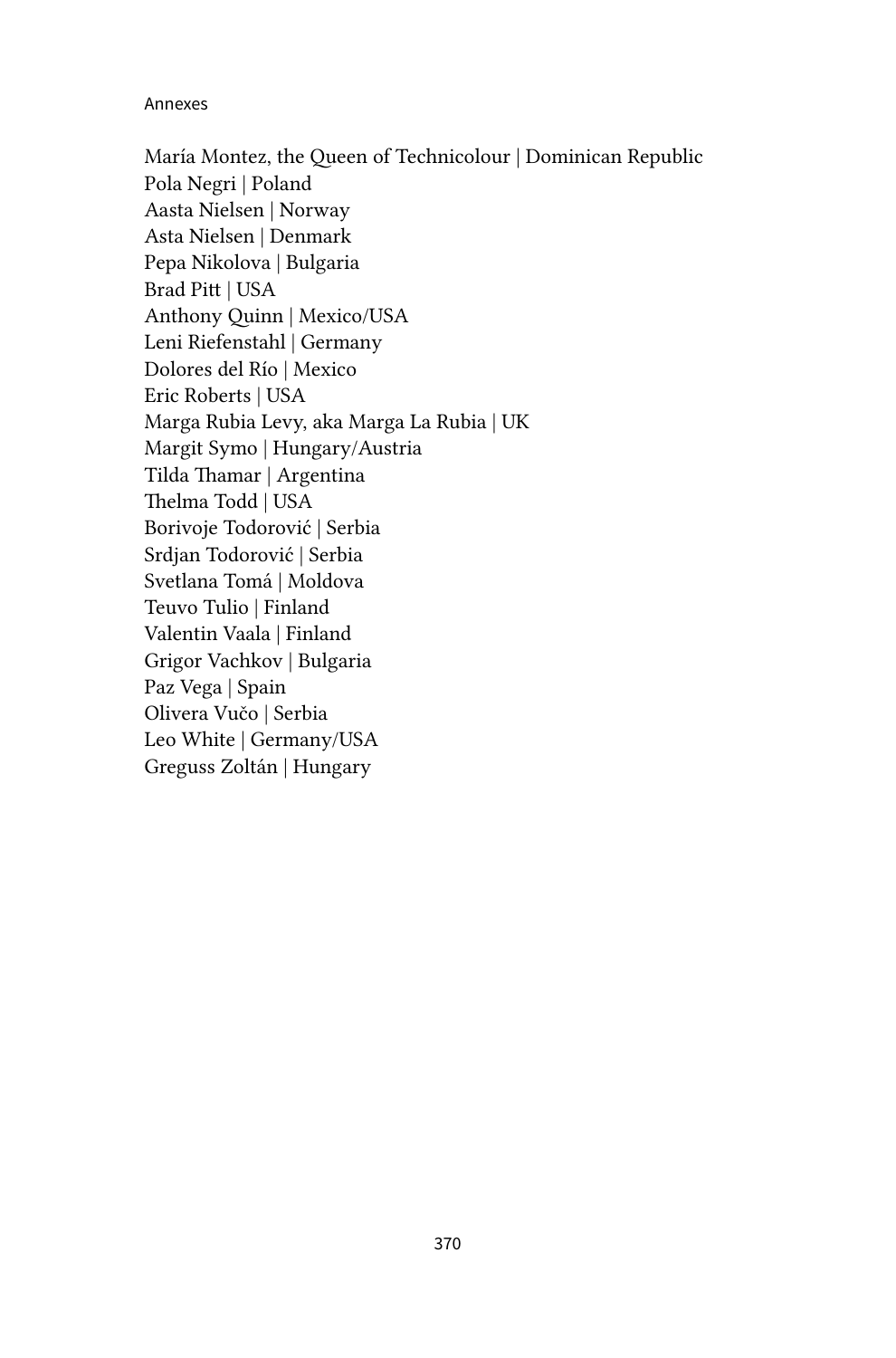María Montez, the Queen of Technicolour | Dominican Republic
Pola Negri | Poland
Aasta Nielsen | Norway
Asta Nielsen | Denmark
Pepa Nikolova | Bulgaria
Brad Pitt | USA
Anthony Quinn | Mexico/USA
Leni Riefenstahl | Germany
Dolores del Río | Mexico
Eric Roberts | USA
Marga Rubia Levy, aka Marga La Rubia | UK
Margit Symo | Hungary/Austria
Tilda Thamar | Argentina
Thelma Todd | USA
Borivoje Todorović | Serbia
Srdjan Todorović | Serbia
Svetlana Tomá | Moldova
Teuvo Tulio | Finland
Valentin Vaala | Finland
Grigor Vachkov | Bulgaria
Paz Vega | Spain
Olivera Vučo | Serbia
Leo White | Germany/USA
Greguss Zoltán | Hungary